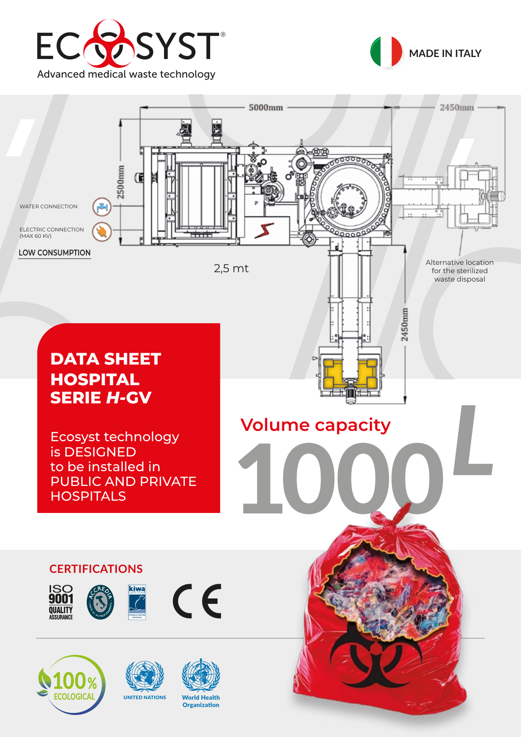# ECOSYST®

Advanced medical waste technology

MADE IN ITALY

5000mm

2450mm

2500mm

WATER CONNECTION

ELECTRIC CONNECTION (MAX 60 KV)

LOW CONSUMPTION

2,5 mt

Alternative location for the sterilized waste disposal

2450mm

## DATA SHEET HOSPITAL SERIE *H*-GV

Ecosyst technology is DESIGNED to be installed in PUBLIC AND PRIVATE HOSPITALS

## Volume capacity

# 1000 *L*

## CERTIFICATIONS

ISO 9001 QUALITY ASSURANCE

ACCREDIA

kiwa certified

CE

100% ECOLOGICAL

UNITED NATIONS

World Health Organization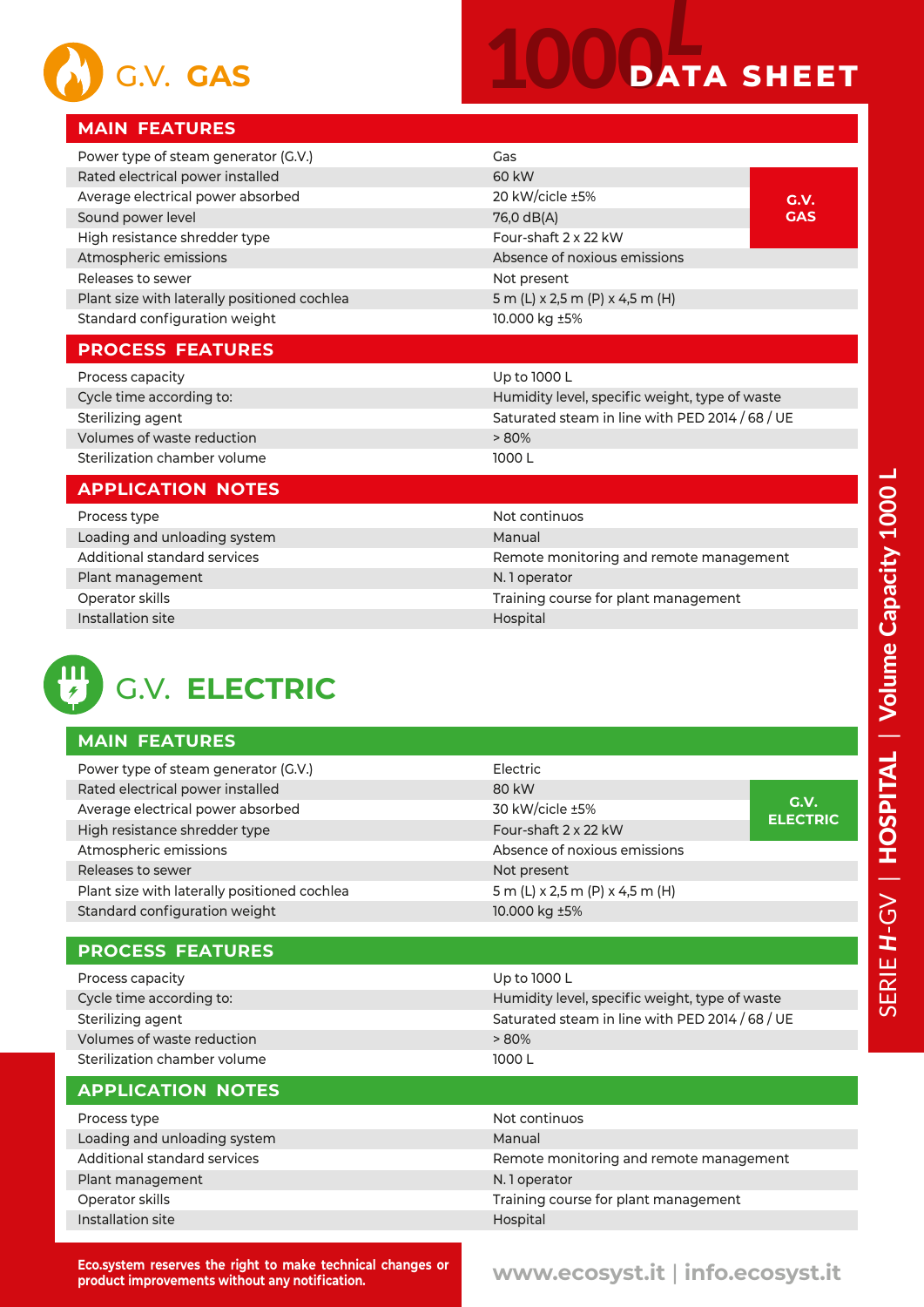# G.V. GAS

# 1000 L DATA SHEET

## MAIN FEATURES

| | | |
|---|---|---|
| Power type of steam generator (G.V.) | Gas | |
| Rated electrical power installed | 60 kW | G.V. GAS |
| Average electrical power absorbed | 20 kW/cicle ±5% | |
| Sound power level | 76,0 dB(A) | |
| High resistance shredder type | Four-shaft 2 x 22 kW | |
| Atmospheric emissions | Absence of noxious emissions | |
| Releases to sewer | Not present | |
| Plant size with laterally positioned cochlea | 5 m (L) x 2,5 m (P) x 4,5 m (H) | |
| Standard configuration weight | 10.000 kg ±5% | |

## PROCESS FEATURES

| | |
|---|---|
| Process capacity | Up to 1000 L |
| Cycle time according to: | Humidity level, specific weight, type of waste |
| Sterilizing agent | Saturated steam in line with PED 2014 / 68 / UE |
| Volumes of waste reduction | > 80% |
| Sterilization chamber volume | 1000 L |

## APPLICATION NOTES

| | |
|---|---|
| Process type | Not continuos |
| Loading and unloading system | Manual |
| Additional standard services | Remote monitoring and remote management |
| Plant management | N. 1 operator |
| Operator skills | Training course for plant management |
| Installation site | Hospital |

# G.V. ELECTRIC

## MAIN FEATURES

| | | |
|---|---|---|
| Power type of steam generator (G.V.) | Electric | |
| Rated electrical power installed | 80 kW | G.V. ELECTRIC |
| Average electrical power absorbed | 30 kW/cicle ±5% | |
| High resistance shredder type | Four-shaft 2 x 22 kW | |
| Atmospheric emissions | Absence of noxious emissions | |
| Releases to sewer | Not present | |
| Plant size with laterally positioned cochlea | 5 m (L) x 2,5 m (P) x 4,5 m (H) | |
| Standard configuration weight | 10.000 kg ±5% | |

## PROCESS FEATURES

| | |
|---|---|
| Process capacity | Up to 1000 L |
| Cycle time according to: | Humidity level, specific weight, type of waste |
| Sterilizing agent | Saturated steam in line with PED 2014 / 68 / UE |
| Volumes of waste reduction | > 80% |
| Sterilization chamber volume | 1000 L |

## APPLICATION NOTES

| | |
|---|---|
| Process type | Not continuos |
| Loading and unloading system | Manual |
| Additional standard services | Remote monitoring and remote management |
| Plant management | N. 1 operator |
| Operator skills | Training course for plant management |
| Installation site | Hospital |

SERIE H-GV | HOSPITAL | Volume Capacity 1000 L

**Eco.system reserves the right to make technical changes or product improvements without any notification.**

www.ecosyst.it | info.ecosyst.it